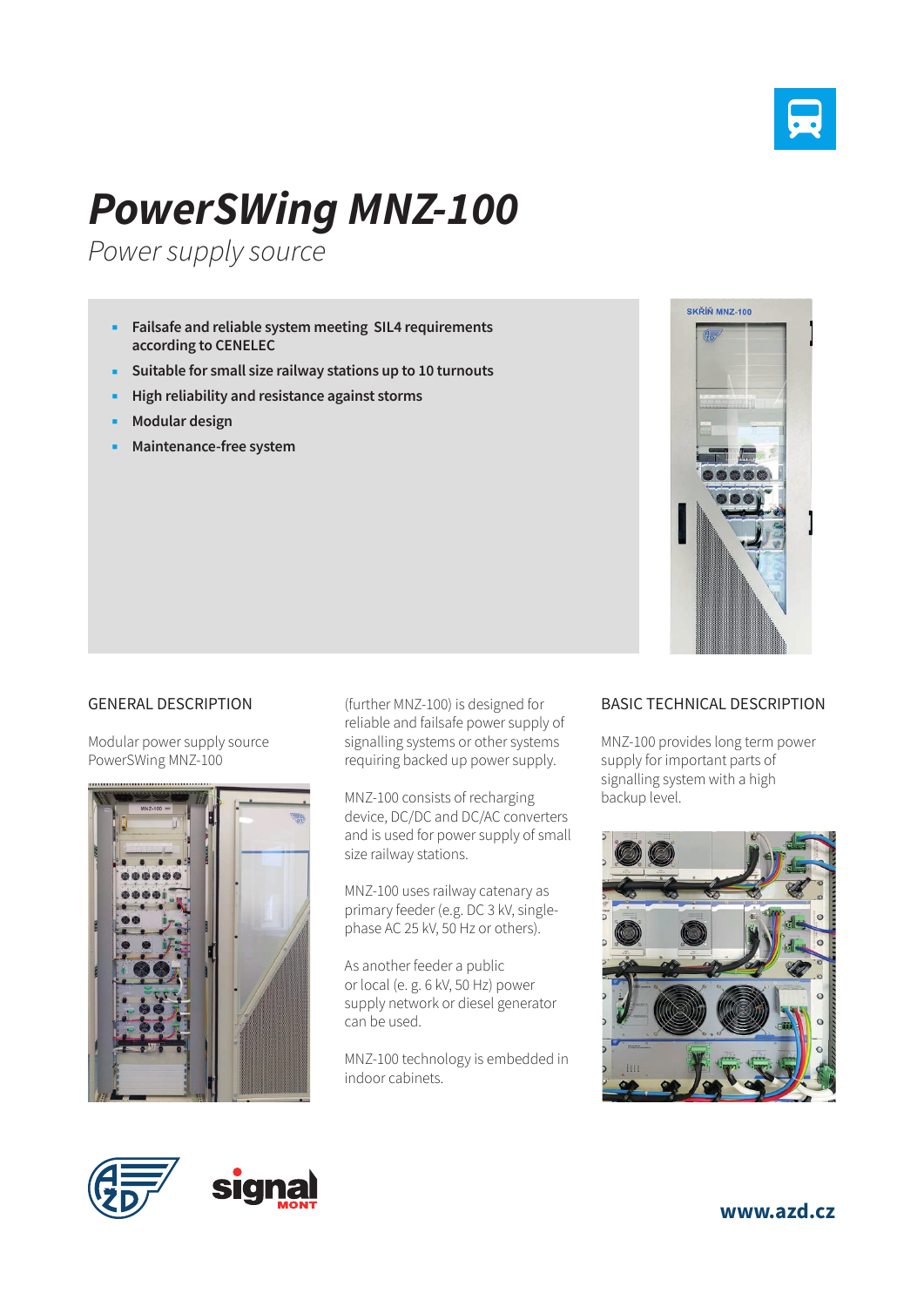# PowerSWing MNZ-100

*Power supply source*

- **Failsafe and reliable system meeting SIL4 requirements according to CENELEC**
- **Suitable for small size railway stations up to 10 turnouts**
- **High reliability and resistance against storms**
- **Modular design**
- **Maintenance-free system**

## GENERAL DESCRIPTION

Modular power supply source PowerSWing MNZ-100 (further MNZ-100) is designed for reliable and failsafe power supply of signalling systems or other systems requiring backed up power supply.

MNZ-100 consists of recharging device, DC/DC and DC/AC converters and is used for power supply of small size railway stations.

MNZ-100 uses railway catenary as primary feeder (e.g. DC 3 kV, single-phase AC 25 kV, 50 Hz or others).

As another feeder a public or local (e. g. 6 kV, 50 Hz) power supply network or diesel generator can be used.

MNZ-100 technology is embedded in indoor cabinets.

## BASIC TECHNICAL DESCRIPTION

MNZ-100 provides long term power supply for important parts of signalling system with a high backup level.

www.azd.cz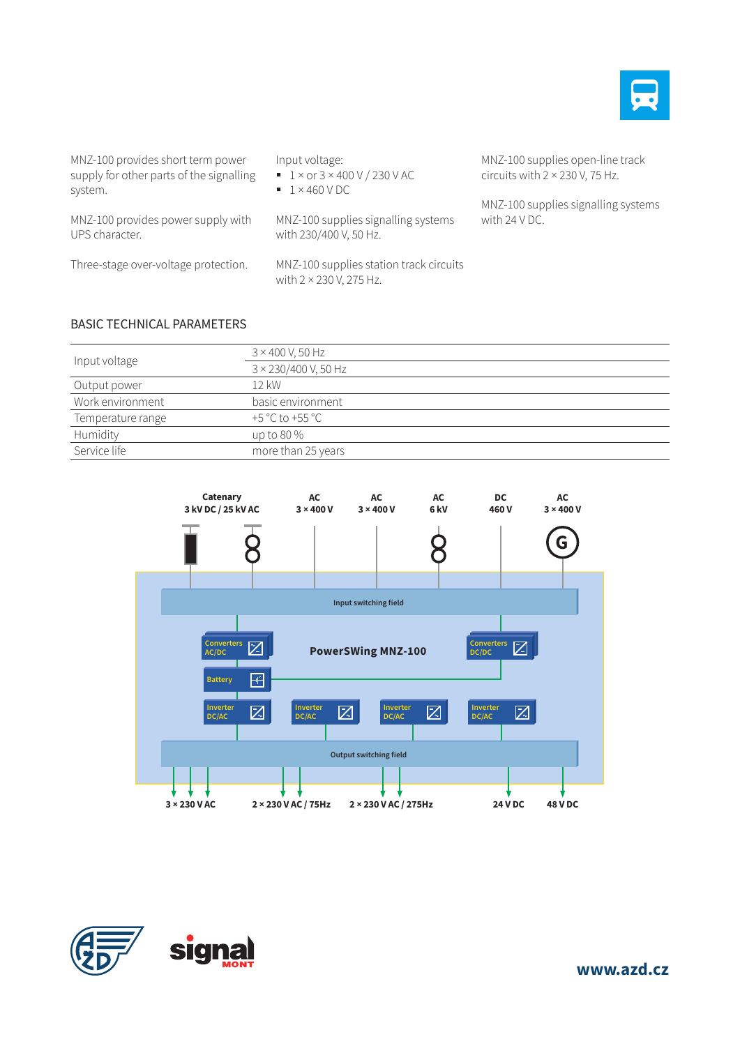MNZ-100 provides short term power supply for other parts of the signalling system.

MNZ-100 provides power supply with UPS character.

Three-stage over-voltage protection.

Input voltage:

- 1 × or 3 × 400 V / 230 V AC
- 1 × 460 V DC

MNZ-100 supplies signalling systems with 230/400 V, 50 Hz.

MNZ-100 supplies station track circuits with 2 × 230 V, 275 Hz.

MNZ-100 supplies open-line track circuits with 2 × 230 V, 75 Hz.

MNZ-100 supplies signalling systems with 24 V DC.

## BASIC TECHNICAL PARAMETERS

| | |
|---|---|
| Input voltage | 3 × 400 V, 50 Hz |
| | 3 × 230/400 V, 50 Hz |
| Output power | 12 kW |
| Work environment | basic environment |
| Temperature range | +5 °C to +55 °C |
| Humidity | up to 80 % |
| Service life | more than 25 years |

Catenary 3 kV DC / 25 kV AC
AC 3 × 400 V
AC 3 × 400 V
AC 6 kV
DC 460 V
AC 3 × 400 V
G
Input switching field
Converters AC/DC
PowerSWing MNZ-100
Converters DC/DC
Battery
Inverter DC/AC
Inverter DC/AC
Inverter DC/AC
Inverter DC/AC
Output switching field
3 × 230 V AC
2 × 230 V AC / 75Hz
2 × 230 V AC / 275Hz
24 V DC
48 V DC

www.azd.cz